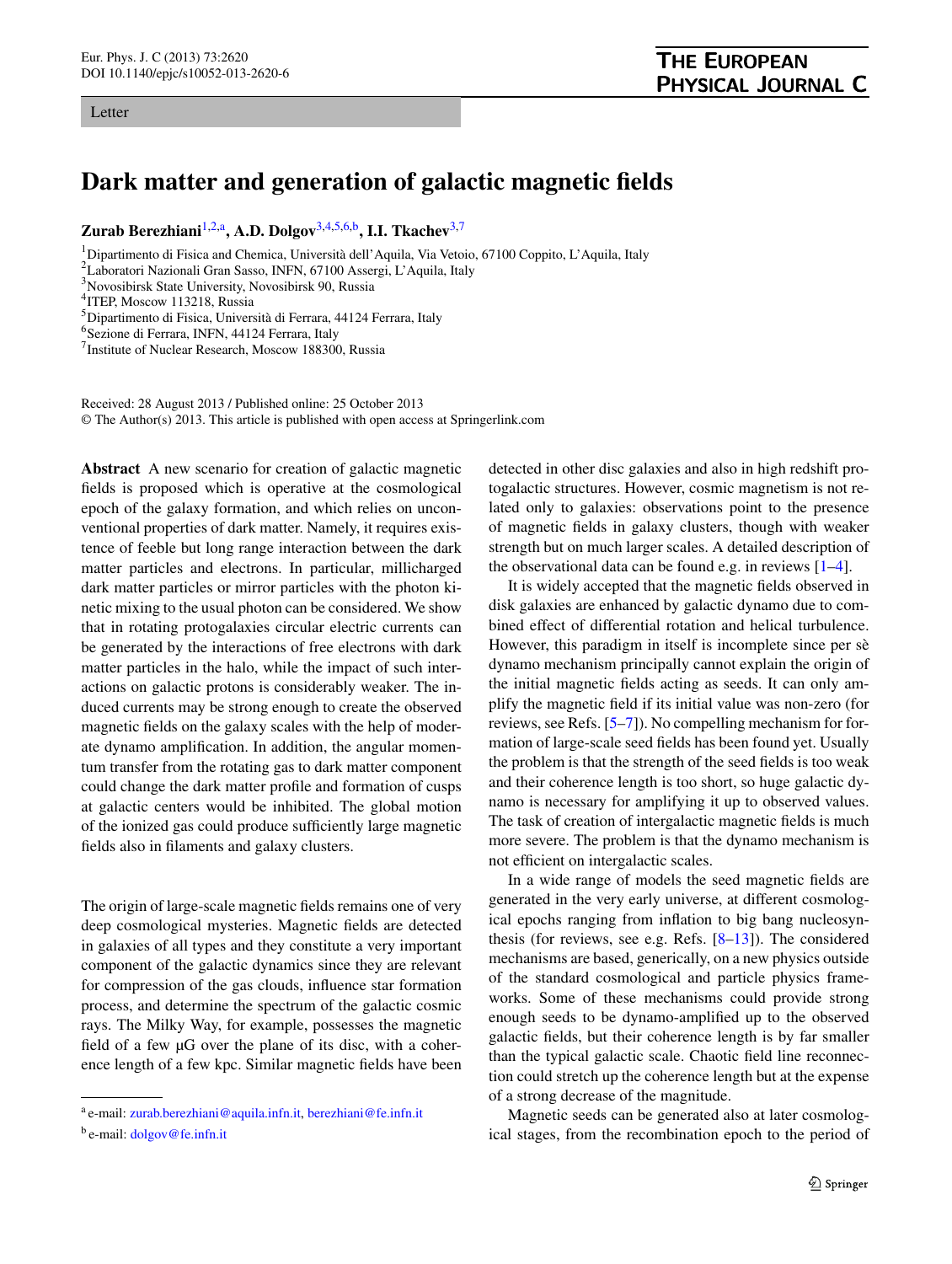Letter

# Dark matter and generation of galactic magnetic fields

**Zurab Berezhiani**[1,2,a], **A.D. Dolgov**[3,4,5,6,b], **I.I. Tkachev**[3,7]

[1] Dipartimento di Fisica and Chemica, Università dell'Aquila, Via Vetoio, 67100 Coppito, L'Aquila, Italy
[2] Laboratori Nazionali Gran Sasso, INFN, 67100 Assergi, L'Aquila, Italy
[3] Novosibirsk State University, Novosibirsk 90, Russia
[4] ITEP, Moscow 113218, Russia
[5] Dipartimento di Fisica, Università di Ferrara, 44124 Ferrara, Italy
[6] Sezione di Ferrara, INFN, 44124 Ferrara, Italy
[7] Institute of Nuclear Research, Moscow 188300, Russia

Received: 28 August 2013 / Published online: 25 October 2013
© The Author(s) 2013. This article is published with open access at Springerlink.com

**Abstract** A new scenario for creation of galactic magnetic fields is proposed which is operative at the cosmological epoch of the galaxy formation, and which relies on unconventional properties of dark matter. Namely, it requires existence of feeble but long range interaction between the dark matter particles and electrons. In particular, millicharged dark matter particles or mirror particles with the photon kinetic mixing to the usual photon can be considered. We show that in rotating protogalaxies circular electric currents can be generated by the interactions of free electrons with dark matter particles in the halo, while the impact of such interactions on galactic protons is considerably weaker. The induced currents may be strong enough to create the observed magnetic fields on the galaxy scales with the help of moderate dynamo amplification. In addition, the angular momentum transfer from the rotating gas to dark matter component could change the dark matter profile and formation of cusps at galactic centers would be inhibited. The global motion of the ionized gas could produce sufficiently large magnetic fields also in filaments and galaxy clusters.

The origin of large-scale magnetic fields remains one of very deep cosmological mysteries. Magnetic fields are detected in galaxies of all types and they constitute a very important component of the galactic dynamics since they are relevant for compression of the gas clouds, influence star formation process, and determine the spectrum of the galactic cosmic rays. The Milky Way, for example, possesses the magnetic field of a few μG over the plane of its disc, with a coherence length of a few kpc. Similar magnetic fields have been detected in other disc galaxies and also in high redshift protogalactic structures. However, cosmic magnetism is not related only to galaxies: observations point to the presence of magnetic fields in galaxy clusters, though with weaker strength but on much larger scales. A detailed description of the observational data can be found e.g. in reviews [1–4].

It is widely accepted that the magnetic fields observed in disk galaxies are enhanced by galactic dynamo due to combined effect of differential rotation and helical turbulence. However, this paradigm in itself is incomplete since per sè dynamo mechanism principally cannot explain the origin of the initial magnetic fields acting as seeds. It can only amplify the magnetic field if its initial value was non-zero (for reviews, see Refs. [5–7]). No compelling mechanism for formation of large-scale seed fields has been found yet. Usually the problem is that the strength of the seed fields is too weak and their coherence length is too short, so huge galactic dynamo is necessary for amplifying it up to observed values. The task of creation of intergalactic magnetic fields is much more severe. The problem is that the dynamo mechanism is not efficient on intergalactic scales.

In a wide range of models the seed magnetic fields are generated in the very early universe, at different cosmological epochs ranging from inflation to big bang nucleosynthesis (for reviews, see e.g. Refs. [8–13]). The considered mechanisms are based, generically, on a new physics outside of the standard cosmological and particle physics frameworks. Some of these mechanisms could provide strong enough seeds to be dynamo-amplified up to the observed galactic fields, but their coherence length is by far smaller than the typical galactic scale. Chaotic field line reconnection could stretch up the coherence length but at the expense of a strong decrease of the magnitude.

Magnetic seeds can be generated also at later cosmological stages, from the recombination epoch to the period of

[a] e-mail: zurab.berezhiani@aquila.infn.it, berezhiani@fe.infn.it
[b] e-mail: dolgov@fe.infn.it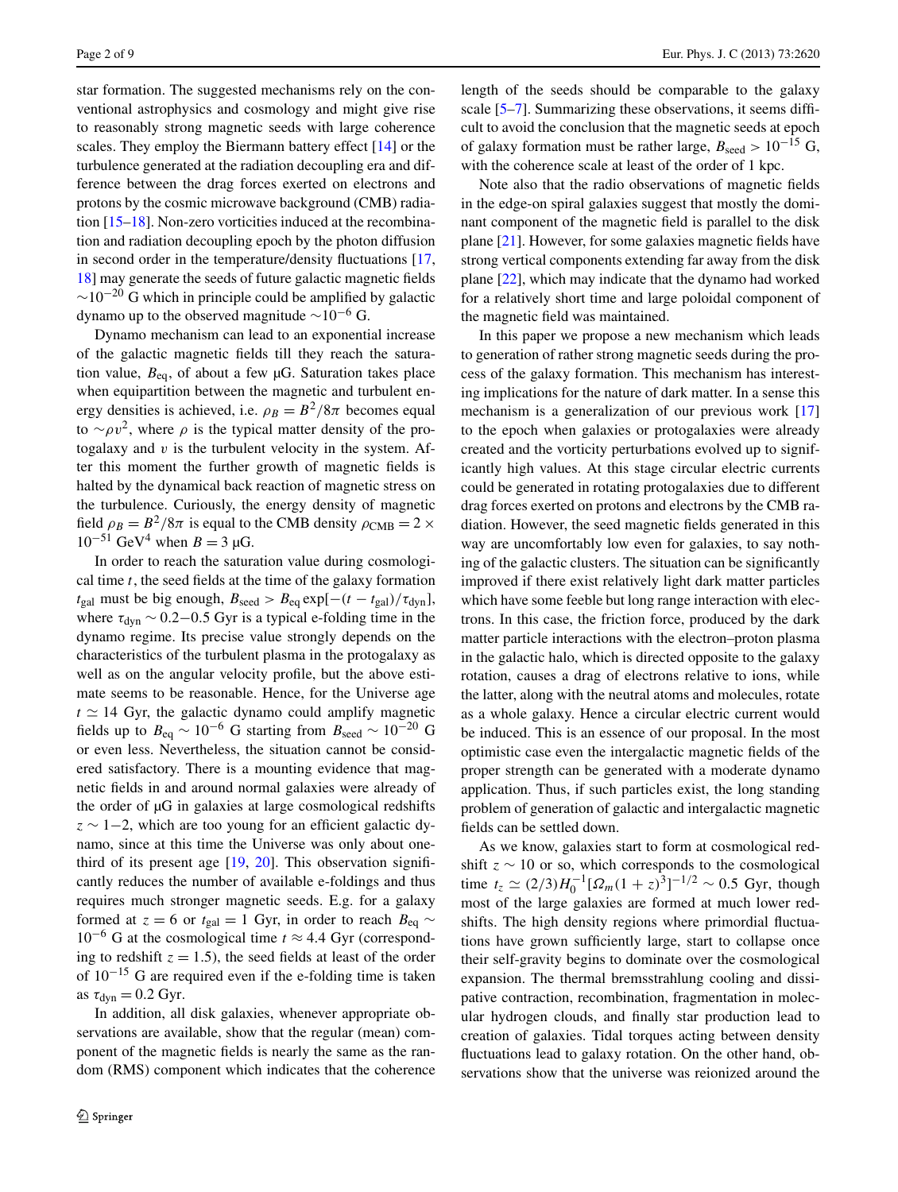star formation. The suggested mechanisms rely on the conventional astrophysics and cosmology and might give rise to reasonably strong magnetic seeds with large coherence scales. They employ the Biermann battery effect [14] or the turbulence generated at the radiation decoupling era and difference between the drag forces exerted on electrons and protons by the cosmic microwave background (CMB) radiation [15–18]. Non-zero vorticities induced at the recombination and radiation decoupling epoch by the photon diffusion in second order in the temperature/density fluctuations [17, 18] may generate the seeds of future galactic magnetic fields $\sim 10^{-20}$ G which in principle could be amplified by galactic dynamo up to the observed magnitude $\sim 10^{-6}$ G.

Dynamo mechanism can lead to an exponential increase of the galactic magnetic fields till they reach the saturation value, $B_{\rm eq}$, of about a few μG. Saturation takes place when equipartition between the magnetic and turbulent energy densities is achieved, i.e. $\rho_B = B^2/8\pi$ becomes equal to $\sim \rho v^2$, where $\rho$ is the typical matter density of the protogalaxy and $v$ is the turbulent velocity in the system. After this moment the further growth of magnetic fields is halted by the dynamical back reaction of magnetic stress on the turbulence. Curiously, the energy density of magnetic field $\rho_B = B^2/8\pi$ is equal to the CMB density $\rho_{\rm CMB} = 2 \times 10^{-51}$ GeV$^4$ when $B = 3$ μG.

In order to reach the saturation value during cosmological time $t$, the seed fields at the time of the galaxy formation $t_{\rm gal}$ must be big enough, $B_{\rm seed} > B_{\rm eq} \exp[-(t - t_{\rm gal})/\tau_{\rm dyn}]$, where $\tau_{\rm dyn} \sim 0.2$–$0.5$ Gyr is a typical e-folding time in the dynamo regime. Its precise value strongly depends on the characteristics of the turbulent plasma in the protogalaxy as well as on the angular velocity profile, but the above estimate seems to be reasonable. Hence, for the Universe age $t \simeq 14$ Gyr, the galactic dynamo could amplify magnetic fields up to $B_{\rm eq} \sim 10^{-6}$ G starting from $B_{\rm seed} \sim 10^{-20}$ G or even less. Nevertheless, the situation cannot be considered satisfactory. There is a mounting evidence that magnetic fields in and around normal galaxies were already of the order of μG in galaxies at large cosmological redshifts $z \sim 1$–$2$, which are too young for an efficient galactic dynamo, since at this time the Universe was only about one-third of its present age [19, 20]. This observation significantly reduces the number of available e-foldings and thus requires much stronger magnetic seeds. E.g. for a galaxy formed at $z = 6$ or $t_{\rm gal} = 1$ Gyr, in order to reach $B_{\rm eq} \sim 10^{-6}$ G at the cosmological time $t \approx 4.4$ Gyr (corresponding to redshift $z = 1.5$), the seed fields at least of the order of $10^{-15}$ G are required even if the e-folding time is taken as $\tau_{\rm dyn} = 0.2$ Gyr.

In addition, all disk galaxies, whenever appropriate observations are available, show that the regular (mean) component of the magnetic fields is nearly the same as the random (RMS) component which indicates that the coherence length of the seeds should be comparable to the galaxy scale [5–7]. Summarizing these observations, it seems difficult to avoid the conclusion that the magnetic seeds at epoch of galaxy formation must be rather large, $B_{\rm seed} > 10^{-15}$ G, with the coherence scale at least of the order of 1 kpc.

Note also that the radio observations of magnetic fields in the edge-on spiral galaxies suggest that mostly the dominant component of the magnetic field is parallel to the disk plane [21]. However, for some galaxies magnetic fields have strong vertical components extending far away from the disk plane [22], which may indicate that the dynamo had worked for a relatively short time and large poloidal component of the magnetic field was maintained.

In this paper we propose a new mechanism which leads to generation of rather strong magnetic seeds during the process of the galaxy formation. This mechanism has interesting implications for the nature of dark matter. In a sense this mechanism is a generalization of our previous work [17] to the epoch when galaxies or protogalaxies were already created and the vorticity perturbations evolved up to significantly high values. At this stage circular electric currents could be generated in rotating protogalaxies due to different drag forces exerted on protons and electrons by the CMB radiation. However, the seed magnetic fields generated in this way are uncomfortably low even for galaxies, to say nothing of the galactic clusters. The situation can be significantly improved if there exist relatively light dark matter particles which have some feeble but long range interaction with electrons. In this case, the friction force, produced by the dark matter particle interactions with the electron–proton plasma in the galactic halo, which is directed opposite to the galaxy rotation, causes a drag of electrons relative to ions, while the latter, along with the neutral atoms and molecules, rotate as a whole galaxy. Hence a circular electric current would be induced. This is an essence of our proposal. In the most optimistic case even the intergalactic magnetic fields of the proper strength can be generated with a moderate dynamo application. Thus, if such particles exist, the long standing problem of generation of galactic and intergalactic magnetic fields can be settled down.

As we know, galaxies start to form at cosmological redshift $z \sim 10$ or so, which corresponds to the cosmological time $t_z \simeq (2/3) H_0^{-1} [\Omega_m (1+z)^3]^{-1/2} \sim 0.5$ Gyr, though most of the large galaxies are formed at much lower redshifts. The high density regions where primordial fluctuations have grown sufficiently large, start to collapse once their self-gravity begins to dominate over the cosmological expansion. The thermal bremsstrahlung cooling and dissipative contraction, recombination, fragmentation in molecular hydrogen clouds, and finally star production lead to creation of galaxies. Tidal torques acting between density fluctuations lead to galaxy rotation. On the other hand, observations show that the universe was reionized around the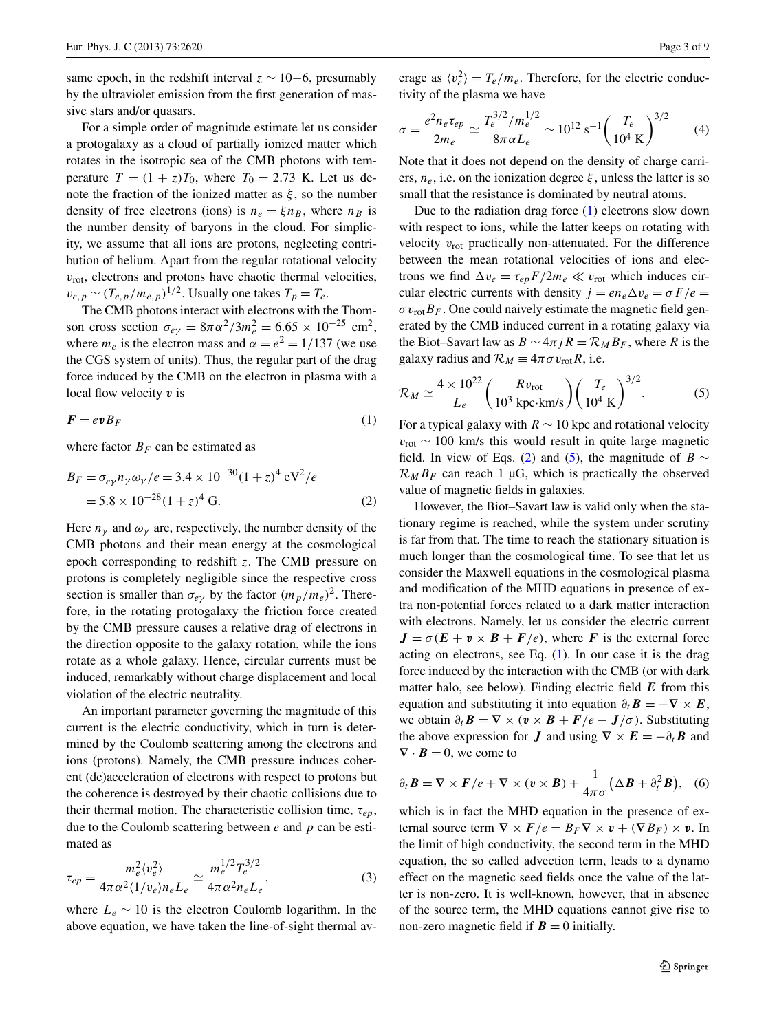same epoch, in the redshift interval $z \sim 10$–$6$, presumably by the ultraviolet emission from the first generation of massive stars and/or quasars.

For a simple order of magnitude estimate let us consider a protogalaxy as a cloud of partially ionized matter which rotates in the isotropic sea of the CMB photons with temperature $T = (1+z)T_0$, where $T_0 = 2.73$ K. Let us denote the fraction of the ionized matter as $\xi$, so the number density of free electrons (ions) is $n_e = \xi n_B$, where $n_B$ is the number density of baryons in the cloud. For simplicity, we assume that all ions are protons, neglecting contribution of helium. Apart from the regular rotational velocity $v_{\rm rot}$, electrons and protons have chaotic thermal velocities, $v_{e,p} \sim (T_{e,p}/m_{e,p})^{1/2}$. Usually one takes $T_p = T_e$.

The CMB photons interact with electrons with the Thomson cross section $\sigma_{e\gamma} = 8\pi\alpha^2/3m_e^2 = 6.65 \times 10^{-25}$ cm$^2$, where $m_e$ is the electron mass and $\alpha = e^2 = 1/137$ (we use the CGS system of units). Thus, the regular part of the drag force induced by the CMB on the electron in plasma with a local flow velocity $\boldsymbol{v}$ is

$$\boldsymbol{F} = e\boldsymbol{v}B_F \tag{1}$$

where factor $B_F$ can be estimated as

$$\begin{aligned} B_F &= \sigma_{e\gamma} n_\gamma \omega_\gamma / e = 3.4 \times 10^{-30}(1+z)^4 \ \text{eV}^2/e \\ &= 5.8 \times 10^{-28}(1+z)^4 \ \text{G}. \end{aligned} \tag{2}$$

Here $n_\gamma$ and $\omega_\gamma$ are, respectively, the number density of the CMB photons and their mean energy at the cosmological epoch corresponding to redshift $z$. The CMB pressure on protons is completely negligible since the respective cross section is smaller than $\sigma_{e\gamma}$ by the factor $(m_p/m_e)^2$. Therefore, in the rotating protogalaxy the friction force created by the CMB pressure causes a relative drag of electrons in the direction opposite to the galaxy rotation, while the ions rotate as a whole galaxy. Hence, circular currents must be induced, remarkably without charge displacement and local violation of the electric neutrality.

An important parameter governing the magnitude of this current is the electric conductivity, which in turn is determined by the Coulomb scattering among the electrons and ions (protons). Namely, the CMB pressure induces coherent (de)acceleration of electrons with respect to protons but the coherence is destroyed by their chaotic collisions due to their thermal motion. The characteristic collision time, $\tau_{ep}$, due to the Coulomb scattering between $e$ and $p$ can be estimated as

$$\tau_{ep} = \frac{m_e^2 \langle v_e^2 \rangle}{4\pi\alpha^2 \langle 1/v_e \rangle n_e L_e} \simeq \frac{m_e^{1/2} T_e^{3/2}}{4\pi\alpha^2 n_e L_e}, \tag{3}$$

where $L_e \sim 10$ is the electron Coulomb logarithm. In the above equation, we have taken the line-of-sight thermal average as $\langle v_e^2 \rangle = T_e/m_e$. Therefore, for the electric conductivity of the plasma we have

$$\sigma = \frac{e^2 n_e \tau_{ep}}{2m_e} \simeq \frac{T_e^{3/2}/m_e^{1/2}}{8\pi\alpha L_e} \sim 10^{12} \ \text{s}^{-1} \left(\frac{T_e}{10^4 \ \text{K}}\right)^{3/2} \tag{4}$$

Note that it does not depend on the density of charge carriers, $n_e$, i.e. on the ionization degree $\xi$, unless the latter is so small that the resistance is dominated by neutral atoms.

Due to the radiation drag force (1) electrons slow down with respect to ions, while the latter keeps on rotating with velocity $v_{\rm rot}$ practically non-attenuated. For the difference between the mean rotational velocities of ions and electrons we find $\Delta v_e = \tau_{ep}F/2m_e \ll v_{\rm rot}$ which induces circular electric currents with density $j = en_e\Delta v_e = \sigma F/e = \sigma v_{\rm rot} B_F$. One could naively estimate the magnetic field generated by the CMB induced current in a rotating galaxy via the Biot–Savart law as $B \sim 4\pi jR = \mathcal{R}_M B_F$, where $R$ is the galaxy radius and $\mathcal{R}_M \equiv 4\pi\sigma v_{\rm rot} R$, i.e.

$$\mathcal{R}_M \simeq \frac{4 \times 10^{22}}{L_e}\left(\frac{R v_{\rm rot}}{10^3 \ \text{kpc}\cdot\text{km/s}}\right)\left(\frac{T_e}{10^4 \ \text{K}}\right)^{3/2}. \tag{5}$$

For a typical galaxy with $R \sim 10$ kpc and rotational velocity $v_{\rm rot} \sim 100$ km/s this would result in quite large magnetic field. In view of Eqs. (2) and (5), the magnitude of $B \sim \mathcal{R}_M B_F$ can reach 1 μG, which is practically the observed value of magnetic fields in galaxies.

However, the Biot–Savart law is valid only when the stationary regime is reached, while the system under scrutiny is far from that. The time to reach the stationary situation is much longer than the cosmological time. To see that let us consider the Maxwell equations in the cosmological plasma and modification of the MHD equations in presence of extra non-potential forces related to a dark matter interaction with electrons. Namely, let us consider the electric current $\boldsymbol{J} = \sigma(\boldsymbol{E} + \boldsymbol{v} \times \boldsymbol{B} + \boldsymbol{F}/e)$, where $\boldsymbol{F}$ is the external force acting on electrons, see Eq. (1). In our case it is the drag force induced by the interaction with the CMB (or with dark matter halo, see below). Finding electric field $\boldsymbol{E}$ from this equation and substituting it into equation $\partial_t \boldsymbol{B} = -\nabla \times \boldsymbol{E}$, we obtain $\partial_t \boldsymbol{B} = \nabla \times (\boldsymbol{v} \times \boldsymbol{B} + \boldsymbol{F}/e - \boldsymbol{J}/\sigma)$. Substituting the above expression for $\boldsymbol{J}$ and using $\nabla \times \boldsymbol{E} = -\partial_t \boldsymbol{B}$ and $\nabla \cdot \boldsymbol{B} = 0$, we come to

$$\partial_t \boldsymbol{B} = \nabla \times \boldsymbol{F}/e + \nabla \times (\boldsymbol{v} \times \boldsymbol{B}) + \frac{1}{4\pi\sigma}\left(\Delta \boldsymbol{B} + \partial_t^2 \boldsymbol{B}\right), \tag{6}$$

which is in fact the MHD equation in the presence of external source term $\nabla \times \boldsymbol{F}/e = B_F \nabla \times \boldsymbol{v} + (\nabla B_F) \times \boldsymbol{v}$. In the limit of high conductivity, the second term in the MHD equation, the so called advection term, leads to a dynamo effect on the magnetic seed fields once the value of the latter is non-zero. It is well-known, however, that in absence of the source term, the MHD equations cannot give rise to non-zero magnetic field if $\boldsymbol{B} = 0$ initially.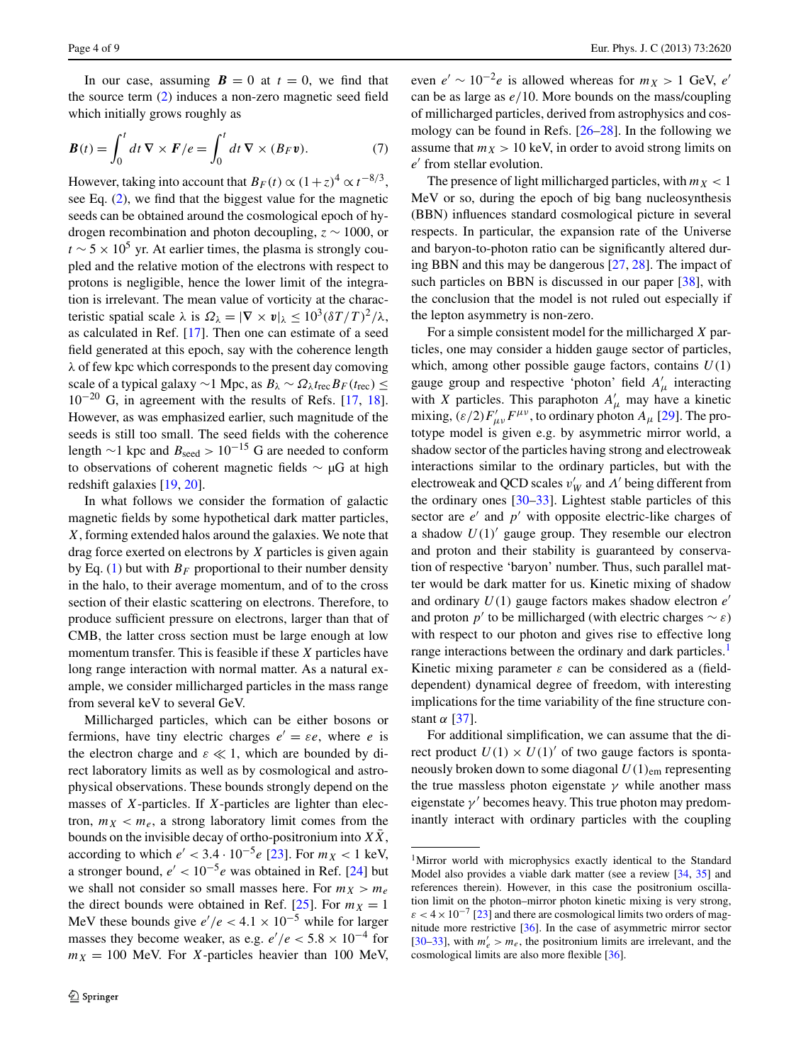In our case, assuming $\boldsymbol{B} = 0$ at $t = 0$, we find that the source term (2) induces a non-zero magnetic seed field which initially grows roughly as

$$\boldsymbol{B}(t) = \int_0^t dt\, \nabla \times \boldsymbol{F}/e = \int_0^t dt\, \nabla \times (B_F \boldsymbol{v}). \tag{7}$$

However, taking into account that $B_F(t) \propto (1+z)^4 \propto t^{-8/3}$, see Eq. (2), we find that the biggest value for the magnetic seeds can be obtained around the cosmological epoch of hydrogen recombination and photon decoupling, $z \sim 1000$, or $t \sim 5 \times 10^5$ yr. At earlier times, the plasma is strongly coupled and the relative motion of the electrons with respect to protons is negligible, hence the lower limit of the integration is irrelevant. The mean value of vorticity at the characteristic spatial scale $\lambda$ is $\Omega_\lambda = |\nabla \times \boldsymbol{v}|_\lambda \leq 10^3(\delta T/T)^2/\lambda$, as calculated in Ref. [17]. Then one can estimate of a seed field generated at this epoch, say with the coherence length $\lambda$ of few kpc which corresponds to the present day comoving scale of a typical galaxy $\sim$1 Mpc, as $B_\lambda \sim \Omega_\lambda t_{\rm rec} B_F(t_{\rm rec}) \leq 10^{-20}$ G, in agreement with the results of Refs. [17, 18]. However, as was emphasized earlier, such magnitude of the seeds is still too small. The seed fields with the coherence length $\sim$1 kpc and $B_{\rm seed} > 10^{-15}$ G are needed to conform to observations of coherent magnetic fields $\sim$ μG at high redshift galaxies [19, 20].

In what follows we consider the formation of galactic magnetic fields by some hypothetical dark matter particles, $X$, forming extended halos around the galaxies. We note that drag force exerted on electrons by $X$ particles is given again by Eq. (1) but with $B_F$ proportional to their number density in the halo, to their average momentum, and of to the cross section of their elastic scattering on electrons. Therefore, to produce sufficient pressure on electrons, larger than that of CMB, the latter cross section must be large enough at low momentum transfer. This is feasible if these $X$ particles have long range interaction with normal matter. As a natural example, we consider millicharged particles in the mass range from several keV to several GeV.

Millicharged particles, which can be either bosons or fermions, have tiny electric charges $e' = \varepsilon e$, where $e$ is the electron charge and $\varepsilon \ll 1$, which are bounded by direct laboratory limits as well as by cosmological and astrophysical observations. These bounds strongly depend on the masses of $X$-particles. If $X$-particles are lighter than electron, $m_X < m_e$, a strong laboratory limit comes from the bounds on the invisible decay of ortho-positronium into $X\bar{X}$, according to which $e' < 3.4 \cdot 10^{-5} e$ [23]. For $m_X < 1$ keV, a stronger bound, $e' < 10^{-5} e$ was obtained in Ref. [24] but we shall not consider so small masses here. For $m_X > m_e$ the direct bounds were obtained in Ref. [25]. For $m_X = 1$ MeV these bounds give $e'/e < 4.1 \times 10^{-5}$ while for larger masses they become weaker, as e.g. $e'/e < 5.8 \times 10^{-4}$ for $m_X = 100$ MeV. For $X$-particles heavier than 100 MeV, even $e' \sim 10^{-2} e$ is allowed whereas for $m_X > 1$ GeV, $e'$ can be as large as $e/10$. More bounds on the mass/coupling of millicharged particles, derived from astrophysics and cosmology can be found in Refs. [26–28]. In the following we assume that $m_X > 10$ keV, in order to avoid strong limits on $e'$ from stellar evolution.

The presence of light millicharged particles, with $m_X < 1$ MeV or so, during the epoch of big bang nucleosynthesis (BBN) influences standard cosmological picture in several respects. In particular, the expansion rate of the Universe and baryon-to-photon ratio can be significantly altered during BBN and this may be dangerous [27, 28]. The impact of such particles on BBN is discussed in our paper [38], with the conclusion that the model is not ruled out especially if the lepton asymmetry is non-zero.

For a simple consistent model for the millicharged $X$ particles, one may consider a hidden gauge sector of particles, which, among other possible gauge factors, contains $U(1)$ gauge group and respective 'photon' field $A'_\mu$ interacting with $X$ particles. This paraphoton $A'_\mu$ may have a kinetic mixing, $(\varepsilon/2) F'_{\mu\nu} F^{\mu\nu}$, to ordinary photon $A_\mu$ [29]. The prototype model is given e.g. by asymmetric mirror world, a shadow sector of the particles having strong and electroweak interactions similar to the ordinary particles, but with the electroweak and QCD scales $v'_W$ and $\Lambda'$ being different from the ordinary ones [30–33]. Lightest stable particles of this sector are $e'$ and $p'$ with opposite electric-like charges of a shadow $U(1)'$ gauge group. They resemble our electron and proton and their stability is guaranteed by conservation of respective 'baryon' number. Thus, such parallel matter would be dark matter for us. Kinetic mixing of shadow and ordinary $U(1)$ gauge factors makes shadow electron $e'$ and proton $p'$ to be millicharged (with electric charges $\sim \varepsilon$) with respect to our photon and gives rise to effective long range interactions between the ordinary and dark particles.[1] Kinetic mixing parameter $\varepsilon$ can be considered as a (field-dependent) dynamical degree of freedom, with interesting implications for the time variability of the fine structure constant $\alpha$ [37].

For additional simplification, we can assume that the direct product $U(1) \times U(1)'$ of two gauge factors is spontaneously broken down to some diagonal $U(1)_{\rm em}$ representing the true massless photon eigenstate $\gamma$ while another mass eigenstate $\gamma'$ becomes heavy. This true photon may predominantly interact with ordinary particles with the coupling

---

[1] Mirror world with microphysics exactly identical to the Standard Model also provides a viable dark matter (see a review [34, 35] and references therein). However, in this case the positronium oscillation limit on the photon–mirror photon kinetic mixing is very strong, $\varepsilon < 4 \times 10^{-7}$ [23] and there are cosmological limits two orders of magnitude more restrictive [36]. In the case of asymmetric mirror sector [30–33], with $m'_e > m_e$, the positronium limits are irrelevant, and the cosmological limits are also more flexible [36].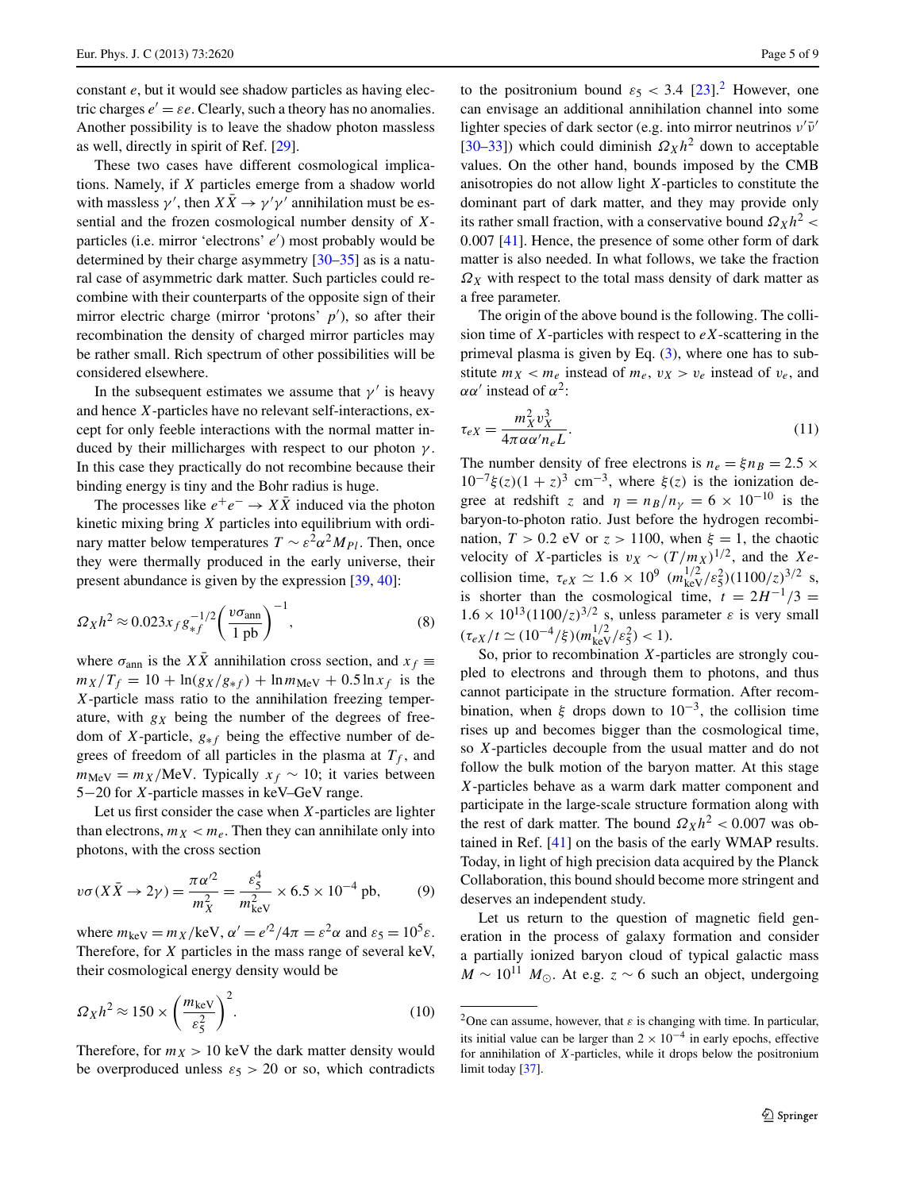constant $e$, but it would see shadow particles as having electric charges $e' = \varepsilon e$. Clearly, such a theory has no anomalies. Another possibility is to leave the shadow photon massless as well, directly in spirit of Ref. [29].

These two cases have different cosmological implications. Namely, if $X$ particles emerge from a shadow world with massless $\gamma'$, then $X\bar{X} \to \gamma'\gamma'$ annihilation must be essential and the frozen cosmological number density of $X$-particles (i.e. mirror 'electrons' $e'$) most probably would be determined by their charge asymmetry [30–35] as is a natural case of asymmetric dark matter. Such particles could recombine with their counterparts of the opposite sign of their mirror electric charge (mirror 'protons' $p'$), so after their recombination the density of charged mirror particles may be rather small. Rich spectrum of other possibilities will be considered elsewhere.

In the subsequent estimates we assume that $\gamma'$ is heavy and hence $X$-particles have no relevant self-interactions, except for only feeble interactions with the normal matter induced by their millicharges with respect to our photon $\gamma$. In this case they practically do not recombine because their binding energy is tiny and the Bohr radius is huge.

The processes like $e^+e^- \to X\bar{X}$ induced via the photon kinetic mixing bring $X$ particles into equilibrium with ordinary matter below temperatures $T \sim \varepsilon^2\alpha^2 M_{Pl}$. Then, once they were thermally produced in the early universe, their present abundance is given by the expression [39, 40]:

$$\Omega_X h^2 \approx 0.023 x_f g_{*f}^{-1/2} \left(\frac{v\sigma_{\text{ann}}}{1\ \text{pb}}\right)^{-1}, \tag{8}$$

where $\sigma_{\text{ann}}$ is the $X\bar{X}$ annihilation cross section, and $x_f \equiv m_X/T_f = 10 + \ln(g_X/g_{*f}) + \ln m_{\text{MeV}} + 0.5 \ln x_f$ is the $X$-particle mass ratio to the annihilation freezing temperature, with $g_X$ being the number of the degrees of freedom of $X$-particle, $g_{*f}$ being the effective number of degrees of freedom of all particles in the plasma at $T_f$, and $m_{\text{MeV}} = m_X/\text{MeV}$. Typically $x_f \sim 10$; it varies between 5–20 for $X$-particle masses in keV–GeV range.

Let us first consider the case when $X$-particles are lighter than electrons, $m_X < m_e$. Then they can annihilate only into photons, with the cross section

$$v\sigma(X\bar{X} \to 2\gamma) = \frac{\pi\alpha'^2}{m_X^2} = \frac{\varepsilon_5^4}{m_{\text{keV}}^2} \times 6.5 \times 10^{-4}\ \text{pb}, \tag{9}$$

where $m_{\text{keV}} = m_X/\text{keV}$, $\alpha' = e'^2/4\pi = \varepsilon^2\alpha$ and $\varepsilon_5 = 10^5\varepsilon$. Therefore, for $X$ particles in the mass range of several keV, their cosmological energy density would be

$$\Omega_X h^2 \approx 150 \times \left(\frac{m_{\text{keV}}}{\varepsilon_5^2}\right)^2. \tag{10}$$

Therefore, for $m_X > 10$ keV the dark matter density would be overproduced unless $\varepsilon_5 > 20$ or so, which contradicts to the positronium bound $\varepsilon_5 < 3.4$ [23].[2] However, one can envisage an additional annihilation channel into some lighter species of dark sector (e.g. into mirror neutrinos $\nu'\bar{\nu}'$ [30–33]) which could diminish $\Omega_X h^2$ down to acceptable values. On the other hand, bounds imposed by the CMB anisotropies do not allow light $X$-particles to constitute the dominant part of dark matter, and they may provide only its rather small fraction, with a conservative bound $\Omega_X h^2 < 0.007$ [41]. Hence, the presence of some other form of dark matter is also needed. In what follows, we take the fraction $\Omega_X$ with respect to the total mass density of dark matter as a free parameter.

The origin of the above bound is the following. The collision time of $X$-particles with respect to $eX$-scattering in the primeval plasma is given by Eq. (3), where one has to substitute $m_X < m_e$ instead of $m_e$, $v_X > v_e$ instead of $v_e$, and $\alpha\alpha'$ instead of $\alpha^2$:

$$\tau_{eX} = \frac{m_X^2 v_X^3}{4\pi\alpha\alpha' n_e L}. \tag{11}$$

The number density of free electrons is $n_e = \xi n_B = 2.5 \times 10^{-7}\xi(z)(1+z)^3\ \text{cm}^{-3}$, where $\xi(z)$ is the ionization degree at redshift $z$ and $\eta = n_B/n_\gamma = 6 \times 10^{-10}$ is the baryon-to-photon ratio. Just before the hydrogen recombination, $T > 0.2$ eV or $z > 1100$, when $\xi = 1$, the chaotic velocity of $X$-particles is $v_X \sim (T/m_X)^{1/2}$, and the $Xe$-collision time, $\tau_{eX} \simeq 1.6 \times 10^9\ (m_{\text{keV}}^{1/2}/\varepsilon_5^2)(1100/z)^{3/2}$ s, is shorter than the cosmological time, $t = 2H^{-1}/3 = 1.6 \times 10^{13}(1100/z)^{3/2}$ s, unless parameter $\varepsilon$ is very small ($\tau_{eX}/t \simeq (10^{-4}/\xi)(m_{\text{keV}}^{1/2}/\varepsilon_5^2) < 1$).

So, prior to recombination $X$-particles are strongly coupled to electrons and through them to photons, and thus cannot participate in the structure formation. After recombination, when $\xi$ drops down to $10^{-3}$, the collision time rises up and becomes bigger than the cosmological time, so $X$-particles decouple from the usual matter and do not follow the bulk motion of the baryon matter. At this stage $X$-particles behave as a warm dark matter component and participate in the large-scale structure formation along with the rest of dark matter. The bound $\Omega_X h^2 < 0.007$ was obtained in Ref. [41] on the basis of the early WMAP results. Today, in light of high precision data acquired by the Planck Collaboration, this bound should become more stringent and deserves an independent study.

Let us return to the question of magnetic field generation in the process of galaxy formation and consider a partially ionized baryon cloud of typical galactic mass $M \sim 10^{11}\ M_\odot$. At e.g. $z \sim 6$ such an object, undergoing

---

[2] One can assume, however, that $\varepsilon$ is changing with time. In particular, its initial value can be larger than $2 \times 10^{-4}$ in early epochs, effective for annihilation of $X$-particles, while it drops below the positronium limit today [37].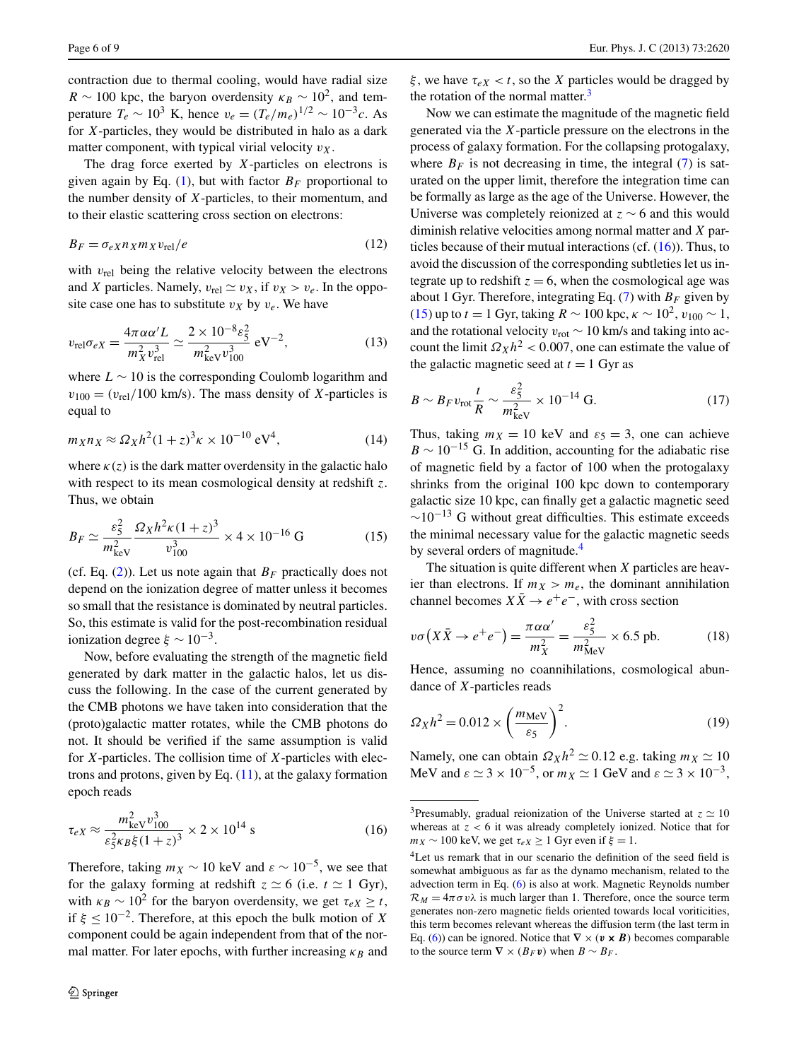contraction due to thermal cooling, would have radial size $R \sim 100$ kpc, the baryon overdensity $\kappa_B \sim 10^2$, and temperature $T_e \sim 10^3$ K, hence $v_e = (T_e/m_e)^{1/2} \sim 10^{-3}c$. As for $X$-particles, they would be distributed in halo as a dark matter component, with typical virial velocity $v_X$.

The drag force exerted by $X$-particles on electrons is given again by Eq. (1), but with factor $B_F$ proportional to the number density of $X$-particles, to their momentum, and to their elastic scattering cross section on electrons:

$$B_F = \sigma_{eX} n_X m_X v_{\rm rel}/e \tag{12}$$

with $v_{\rm rel}$ being the relative velocity between the electrons and $X$ particles. Namely, $v_{\rm rel} \simeq v_X$, if $v_X > v_e$. In the opposite case one has to substitute $v_X$ by $v_e$. We have

$$v_{\rm rel}\sigma_{eX} = \frac{4\pi\alpha\alpha' L}{m_X^2 v_{\rm rel}^3} \simeq \frac{2\times 10^{-8}\varepsilon_5^2}{m_{\rm keV}^2 v_{100}^3}\ {\rm eV}^{-2}, \tag{13}$$

where $L \sim 10$ is the corresponding Coulomb logarithm and $v_{100} = (v_{\rm rel}/100\ {\rm km/s})$. The mass density of $X$-particles is equal to

$$m_X n_X \approx \Omega_X h^2 (1+z)^3 \kappa \times 10^{-10}\ {\rm eV}^4, \tag{14}$$

where $\kappa(z)$ is the dark matter overdensity in the galactic halo with respect to its mean cosmological density at redshift $z$. Thus, we obtain

$$B_F \simeq \frac{\varepsilon_5^2}{m_{\rm keV}^2}\frac{\Omega_X h^2 \kappa (1+z)^3}{v_{100}^3} \times 4\times 10^{-16}\ {\rm G} \tag{15}$$

(cf. Eq. (2)). Let us note again that $B_F$ practically does not depend on the ionization degree of matter unless it becomes so small that the resistance is dominated by neutral particles. So, this estimate is valid for the post-recombination residual ionization degree $\xi \sim 10^{-3}$.

Now, before evaluating the strength of the magnetic field generated by dark matter in the galactic halos, let us discuss the following. In the case of the current generated by the CMB photons we have taken into consideration that the (proto)galactic matter rotates, while the CMB photons do not. It should be verified if the same assumption is valid for $X$-particles. The collision time of $X$-particles with electrons and protons, given by Eq. (11), at the galaxy formation epoch reads

$$\tau_{eX} \approx \frac{m_{\rm keV}^2 v_{100}^3}{\varepsilon_5^2 \kappa_B \xi (1+z)^3} \times 2\times 10^{14}\ {\rm s} \tag{16}$$

Therefore, taking $m_X \sim 10$ keV and $\varepsilon \sim 10^{-5}$, we see that for the galaxy forming at redshift $z \simeq 6$ (i.e. $t \simeq 1$ Gyr), with $\kappa_B \sim 10^2$ for the baryon overdensity, we get $\tau_{eX} \geq t$, if $\xi \leq 10^{-2}$. Therefore, at this epoch the bulk motion of $X$ component could be again independent from that of the normal matter. For later epochs, with further increasing $\kappa_B$ and $\xi$, we have $\tau_{eX} < t$, so the $X$ particles would be dragged by the rotation of the normal matter.[3]

Now we can estimate the magnitude of the magnetic field generated via the $X$-particle pressure on the electrons in the process of galaxy formation. For the collapsing protogalaxy, where $B_F$ is not decreasing in time, the integral (7) is saturated on the upper limit, therefore the integration time can be formally as large as the age of the Universe. However, the Universe was completely reionized at $z \sim 6$ and this would diminish relative velocities among normal matter and $X$ particles because of their mutual interactions (cf. (16)). Thus, to avoid the discussion of the corresponding subtleties let us integrate up to redshift $z = 6$, when the cosmological age was about 1 Gyr. Therefore, integrating Eq. (7) with $B_F$ given by (15) up to $t = 1$ Gyr, taking $R \sim 100$ kpc, $\kappa \sim 10^2$, $v_{100} \sim 1$, and the rotational velocity $v_{\rm rot} \sim 10$ km/s and taking into account the limit $\Omega_X h^2 < 0.007$, one can estimate the value of the galactic magnetic seed at $t = 1$ Gyr as

$$B \sim B_F v_{\rm rot}\frac{t}{R} \sim \frac{\varepsilon_5^2}{m_{\rm keV}^2} \times 10^{-14}\ {\rm G}. \tag{17}$$

Thus, taking $m_X = 10$ keV and $\varepsilon_5 = 3$, one can achieve $B \sim 10^{-15}$ G. In addition, accounting for the adiabatic rise of magnetic field by a factor of 100 when the protogalaxy shrinks from the original 100 kpc down to contemporary galactic size 10 kpc, can finally get a galactic magnetic seed $\sim 10^{-13}$ G without great difficulties. This estimate exceeds the minimal necessary value for the galactic magnetic seeds by several orders of magnitude.[4]

The situation is quite different when $X$ particles are heavier than electrons. If $m_X > m_e$, the dominant annihilation channel becomes $X\bar{X} \to e^+e^-$, with cross section

$$v\sigma\left(X\bar{X} \to e^+e^-\right) = \frac{\pi\alpha\alpha'}{m_X^2} = \frac{\varepsilon_5^2}{m_{\rm MeV}^2} \times 6.5\ {\rm pb}. \tag{18}$$

Hence, assuming no coannihilations, cosmological abundance of $X$-particles reads

$$\Omega_X h^2 = 0.012 \times \left(\frac{m_{\rm MeV}}{\varepsilon_5}\right)^2. \tag{19}$$

Namely, one can obtain $\Omega_X h^2 \simeq 0.12$ e.g. taking $m_X \simeq 10$ MeV and $\varepsilon \simeq 3\times 10^{-5}$, or $m_X \simeq 1$ GeV and $\varepsilon \simeq 3\times 10^{-3}$,

---

[3] Presumably, gradual reionization of the Universe started at $z \simeq 10$ whereas at $z < 6$ it was already completely ionized. Notice that for $m_X \sim 100$ keV, we get $\tau_{eX} \geq 1$ Gyr even if $\xi = 1$.

[4] Let us remark that in our scenario the definition of the seed field is somewhat ambiguous as far as the dynamo mechanism, related to the advection term in Eq. (6) is also at work. Magnetic Reynolds number $\mathcal{R}_M = 4\pi\sigma v\lambda$ is much larger than 1. Therefore, once the source term generates non-zero magnetic fields oriented towards local voriticities, this term becomes relevant whereas the diffusion term (the last term in Eq. (6)) can be ignored. Notice that $\nabla \times (\boldsymbol{v} \times \boldsymbol{B})$ becomes comparable to the source term $\nabla \times (B_F \boldsymbol{v})$ when $B \sim B_F$.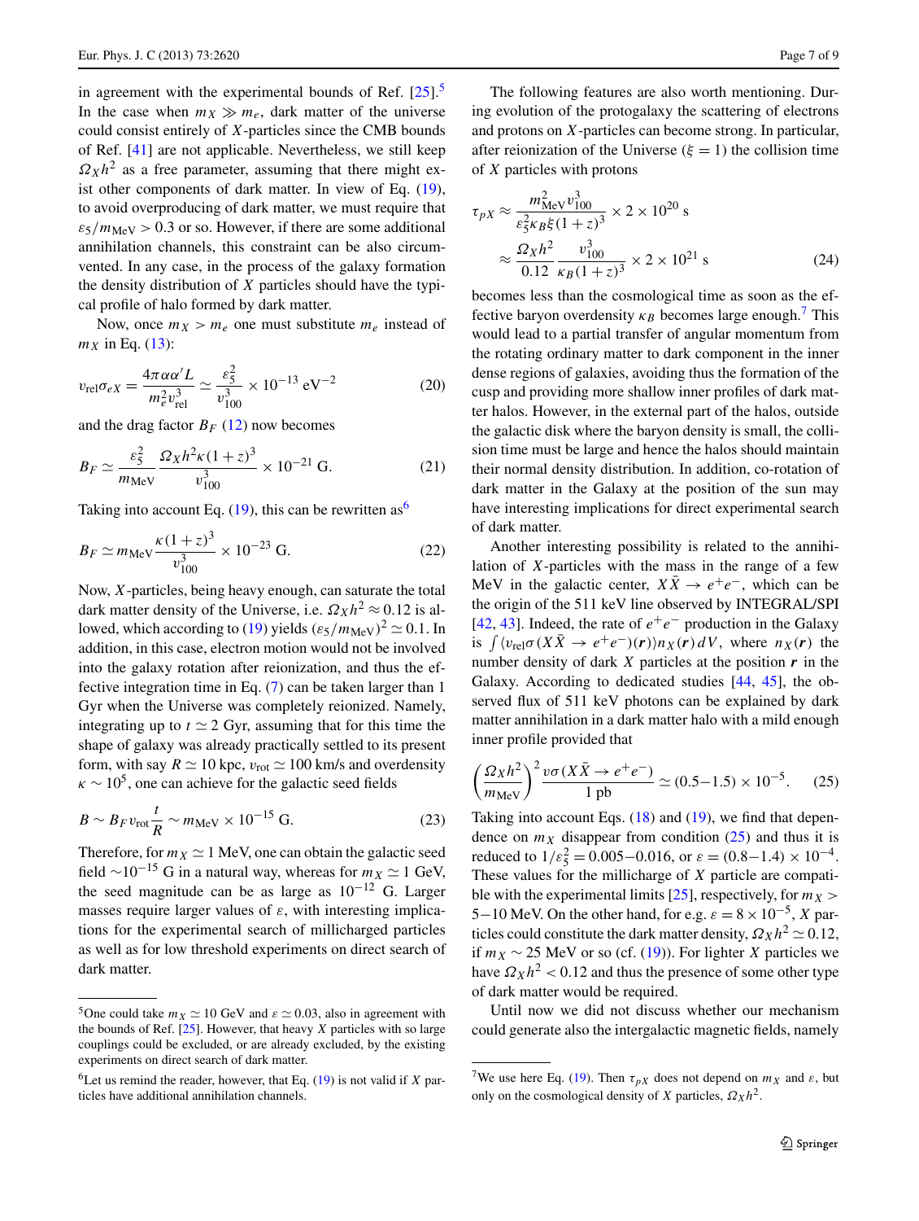in agreement with the experimental bounds of Ref. [25].[5] In the case when $m_X \gg m_e$, dark matter of the universe could consist entirely of $X$-particles since the CMB bounds of Ref. [41] are not applicable. Nevertheless, we still keep $\Omega_X h^2$ as a free parameter, assuming that there might exist other components of dark matter. In view of Eq. (19), to avoid overproducing of dark matter, we must require that $\varepsilon_5/m_{\rm MeV} > 0.3$ or so. However, if there are some additional annihilation channels, this constraint can be also circumvented. In any case, in the process of the galaxy formation the density distribution of $X$ particles should have the typical profile of halo formed by dark matter.

Now, once $m_X > m_e$ one must substitute $m_e$ instead of $m_X$ in Eq. (13):

$$v_{\rm rel}\sigma_{eX} = \frac{4\pi\alpha\alpha' L}{m_e^2 v_{\rm rel}^3} \simeq \frac{\varepsilon_5^2}{v_{100}^3} \times 10^{-13}\ {\rm eV}^{-2} \tag{20}$$

and the drag factor $B_F$ (12) now becomes

$$B_F \simeq \frac{\varepsilon_5^2}{m_{\rm MeV}} \frac{\Omega_X h^2 \kappa(1+z)^3}{v_{100}^3} \times 10^{-21}\ {\rm G}. \tag{21}$$

Taking into account Eq. (19), this can be rewritten as[6]

$$B_F \simeq m_{\rm MeV} \frac{\kappa(1+z)^3}{v_{100}^3} \times 10^{-23}\ {\rm G}. \tag{22}$$

Now, $X$-particles, being heavy enough, can saturate the total dark matter density of the Universe, i.e. $\Omega_X h^2 \approx 0.12$ is allowed, which according to (19) yields $(\varepsilon_5/m_{\rm MeV})^2 \simeq 0.1$. In addition, in this case, electron motion would not be involved into the galaxy rotation after reionization, and thus the effective integration time in Eq. (7) can be taken larger than 1 Gyr when the Universe was completely reionized. Namely, integrating up to $t \simeq 2$ Gyr, assuming that for this time the shape of galaxy was already practically settled to its present form, with say $R \simeq 10$ kpc, $v_{\rm rot} \simeq 100$ km/s and overdensity $\kappa \sim 10^5$, one can achieve for the galactic seed fields

$$B \sim B_F v_{\rm rot} \frac{t}{R} \sim m_{\rm MeV} \times 10^{-15}\ {\rm G}. \tag{23}$$

Therefore, for $m_X \simeq 1$ MeV, one can obtain the galactic seed field $\sim 10^{-15}$ G in a natural way, whereas for $m_X \simeq 1$ GeV, the seed magnitude can be as large as $10^{-12}$ G. Larger masses require larger values of $\varepsilon$, with interesting implications for the experimental search of millicharged particles as well as for low threshold experiments on direct search of dark matter.

The following features are also worth mentioning. During evolution of the protogalaxy the scattering of electrons and protons on $X$-particles can become strong. In particular, after reionization of the Universe ($\xi = 1$) the collision time of $X$ particles with protons

$$\begin{aligned}
\tau_{pX} &\approx \frac{m_{\rm MeV}^2 v_{100}^3}{\varepsilon_5^2 \kappa_B \xi (1+z)^3} \times 2 \times 10^{20}\ {\rm s} \\
&\approx \frac{\Omega_X h^2}{0.12} \frac{v_{100}^3}{\kappa_B (1+z)^3} \times 2 \times 10^{21}\ {\rm s}
\end{aligned} \tag{24}$$

becomes less than the cosmological time as soon as the effective baryon overdensity $\kappa_B$ becomes large enough.[7] This would lead to a partial transfer of angular momentum from the rotating ordinary matter to dark component in the inner dense regions of galaxies, avoiding thus the formation of the cusp and providing more shallow inner profiles of dark matter halos. However, in the external part of the halos, outside the galactic disk where the baryon density is small, the collision time must be large and hence the halos should maintain their normal density distribution. In addition, co-rotation of dark matter in the Galaxy at the position of the sun may have interesting implications for direct experimental search of dark matter.

Another interesting possibility is related to the annihilation of $X$-particles with the mass in the range of a few MeV in the galactic center, $X\bar{X} \to e^+e^-$, which can be the origin of the 511 keV line observed by INTEGRAL/SPI [42, 43]. Indeed, the rate of $e^+e^-$ production in the Galaxy is $\int \langle v_{\rm rel}\sigma(X\bar{X} \to e^+e^-)(\boldsymbol{r})\rangle n_X(\boldsymbol{r})\, dV$, where $n_X(\boldsymbol{r})$ the number density of dark $X$ particles at the position $\boldsymbol{r}$ in the Galaxy. According to dedicated studies [44, 45], the observed flux of 511 keV photons can be explained by dark matter annihilation in a dark matter halo with a mild enough inner profile provided that

$$\left(\frac{\Omega_X h^2}{m_{\rm MeV}}\right)^2 \frac{v\sigma(X\bar{X} \to e^+e^-)}{1\ {\rm pb}} \simeq (0.5\text{–}1.5) \times 10^{-5}. \tag{25}$$

Taking into account Eqs. (18) and (19), we find that dependence on $m_X$ disappear from condition (25) and thus it is reduced to $1/\varepsilon_5^2 = 0.005\text{–}0.016$, or $\varepsilon = (0.8\text{–}1.4) \times 10^{-4}$. These values for the millicharge of $X$ particle are compatible with the experimental limits [25], respectively, for $m_X > 5\text{–}10$ MeV. On the other hand, for e.g. $\varepsilon = 8 \times 10^{-5}$, $X$ particles could constitute the dark matter density, $\Omega_X h^2 \simeq 0.12$, if $m_X \sim 25$ MeV or so (cf. (19)). For lighter $X$ particles we have $\Omega_X h^2 < 0.12$ and thus the presence of some other type of dark matter would be required.

Until now we did not discuss whether our mechanism could generate also the intergalactic magnetic fields, namely

---

[5] One could take $m_X \simeq 10$ GeV and $\varepsilon \simeq 0.03$, also in agreement with the bounds of Ref. [25]. However, that heavy $X$ particles with so large couplings could be excluded, or are already excluded, by the existing experiments on direct search of dark matter.

[6] Let us remind the reader, however, that Eq. (19) is not valid if $X$ particles have additional annihilation channels.

[7] We use here Eq. (19). Then $\tau_{pX}$ does not depend on $m_X$ and $\varepsilon$, but only on the cosmological density of $X$ particles, $\Omega_X h^2$.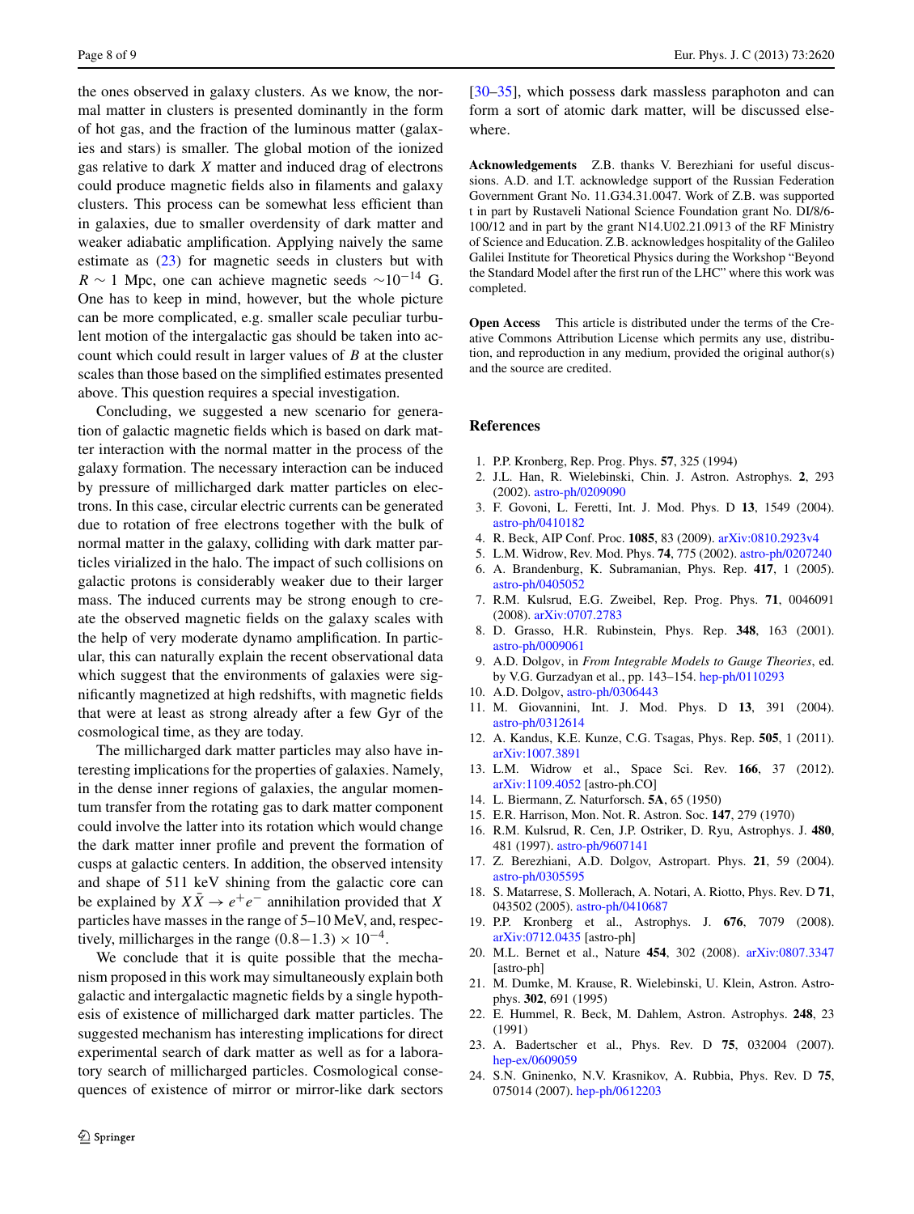the ones observed in galaxy clusters. As we know, the normal matter in clusters is presented dominantly in the form of hot gas, and the fraction of the luminous matter (galaxies and stars) is smaller. The global motion of the ionized gas relative to dark $X$ matter and induced drag of electrons could produce magnetic fields also in filaments and galaxy clusters. This process can be somewhat less efficient than in galaxies, due to smaller overdensity of dark matter and weaker adiabatic amplification. Applying naively the same estimate as (23) for magnetic seeds in clusters but with $R \sim 1$ Mpc, one can achieve magnetic seeds $\sim 10^{-14}$ G. One has to keep in mind, however, but the whole picture can be more complicated, e.g. smaller scale peculiar turbulent motion of the intergalactic gas should be taken into account which could result in larger values of $B$ at the cluster scales than those based on the simplified estimates presented above. This question requires a special investigation.

Concluding, we suggested a new scenario for generation of galactic magnetic fields which is based on dark matter interaction with the normal matter in the process of the galaxy formation. The necessary interaction can be induced by pressure of millicharged dark matter particles on electrons. In this case, circular electric currents can be generated due to rotation of free electrons together with the bulk of normal matter in the galaxy, colliding with dark matter particles virialized in the halo. The impact of such collisions on galactic protons is considerably weaker due to their larger mass. The induced currents may be strong enough to create the observed magnetic fields on the galaxy scales with the help of very moderate dynamo amplification. In particular, this can naturally explain the recent observational data which suggest that the environments of galaxies were significantly magnetized at high redshifts, with magnetic fields that were at least as strong already after a few Gyr of the cosmological time, as they are today.

The millicharged dark matter particles may also have interesting implications for the properties of galaxies. Namely, in the dense inner regions of galaxies, the angular momentum transfer from the rotating gas to dark matter component could involve the latter into its rotation which would change the dark matter inner profile and prevent the formation of cusps at galactic centers. In addition, the observed intensity and shape of 511 keV shining from the galactic core can be explained by $X\bar{X} \to e^+e^-$ annihilation provided that $X$ particles have masses in the range of 5–10 MeV, and, respectively, millicharges in the range $(0.8-1.3) \times 10^{-4}$.

We conclude that it is quite possible that the mechanism proposed in this work may simultaneously explain both galactic and intergalactic magnetic fields by a single hypothesis of existence of millicharged dark matter particles. The suggested mechanism has interesting implications for direct experimental search of dark matter as well as for a laboratory search of millicharged particles. Cosmological consequences of existence of mirror or mirror-like dark sectors [30–35], which possess dark massless paraphoton and can form a sort of atomic dark matter, will be discussed elsewhere.

**Acknowledgements** Z.B. thanks V. Berezhiani for useful discussions. A.D. and I.T. acknowledge support of the Russian Federation Government Grant No. 11.G34.31.0047. Work of Z.B. was supported t in part by Rustaveli National Science Foundation grant No. DI/8/6-100/12 and in part by the grant N14.U02.21.0913 of the RF Ministry of Science and Education. Z.B. acknowledges hospitality of the Galileo Galilei Institute for Theoretical Physics during the Workshop "Beyond the Standard Model after the first run of the LHC" where this work was completed.

**Open Access** This article is distributed under the terms of the Creative Commons Attribution License which permits any use, distribution, and reproduction in any medium, provided the original author(s) and the source are credited.

## References

1. P.P. Kronberg, Rep. Prog. Phys. **57**, 325 (1994)
2. J.L. Han, R. Wielebinski, Chin. J. Astron. Astrophys. **2**, 293 (2002). astro-ph/0209090
3. F. Govoni, L. Feretti, Int. J. Mod. Phys. D **13**, 1549 (2004). astro-ph/0410182
4. R. Beck, AIP Conf. Proc. **1085**, 83 (2009). arXiv:0810.2923v4
5. L.M. Widrow, Rev. Mod. Phys. **74**, 775 (2002). astro-ph/0207240
6. A. Brandenburg, K. Subramanian, Phys. Rep. **417**, 1 (2005). astro-ph/0405052
7. R.M. Kulsrud, E.G. Zweibel, Rep. Prog. Phys. **71**, 0046091 (2008). arXiv:0707.2783
8. D. Grasso, H.R. Rubinstein, Phys. Rep. **348**, 163 (2001). astro-ph/0009061
9. A.D. Dolgov, in *From Integrable Models to Gauge Theories*, ed. by V.G. Gurzadyan et al., pp. 143–154. hep-ph/0110293
10. A.D. Dolgov, astro-ph/0306443
11. M. Giovannini, Int. J. Mod. Phys. D **13**, 391 (2004). astro-ph/0312614
12. A. Kandus, K.E. Kunze, C.G. Tsagas, Phys. Rep. **505**, 1 (2011). arXiv:1007.3891
13. L.M. Widrow et al., Space Sci. Rev. **166**, 37 (2012). arXiv:1109.4052 [astro-ph.CO]
14. L. Biermann, Z. Naturforsch. **5A**, 65 (1950)
15. E.R. Harrison, Mon. Not. R. Astron. Soc. **147**, 279 (1970)
16. R.M. Kulsrud, R. Cen, J.P. Ostriker, D. Ryu, Astrophys. J. **480**, 481 (1997). astro-ph/9607141
17. Z. Berezhiani, A.D. Dolgov, Astropart. Phys. **21**, 59 (2004). astro-ph/0305595
18. S. Matarrese, S. Mollerach, A. Notari, A. Riotto, Phys. Rev. D **71**, 043502 (2005). astro-ph/0410687
19. P.P. Kronberg et al., Astrophys. J. **676**, 7079 (2008). arXiv:0712.0435 [astro-ph]
20. M.L. Bernet et al., Nature **454**, 302 (2008). arXiv:0807.3347 [astro-ph]
21. M. Dumke, M. Krause, R. Wielebinski, U. Klein, Astron. Astrophys. **302**, 691 (1995)
22. E. Hummel, R. Beck, M. Dahlem, Astron. Astrophys. **248**, 23 (1991)
23. A. Badertscher et al., Phys. Rev. D **75**, 032004 (2007). hep-ex/0609059
24. S.N. Gninenko, N.V. Krasnikov, A. Rubbia, Phys. Rev. D **75**, 075014 (2007). hep-ph/0612203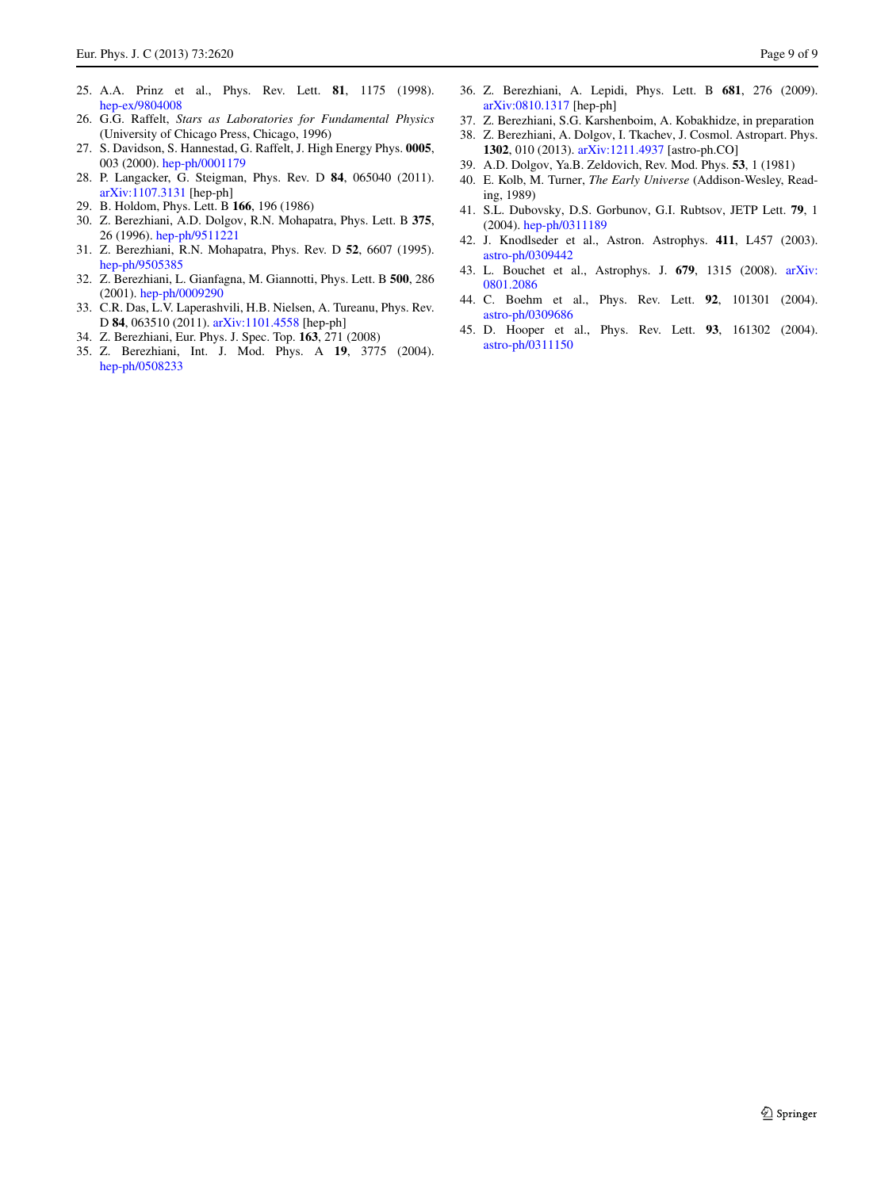25. A.A. Prinz et al., Phys. Rev. Lett. **81**, 1175 (1998). hep-ex/9804008
26. G.G. Raffelt, *Stars as Laboratories for Fundamental Physics* (University of Chicago Press, Chicago, 1996)
27. S. Davidson, S. Hannestad, G. Raffelt, J. High Energy Phys. **0005**, 003 (2000). hep-ph/0001179
28. P. Langacker, G. Steigman, Phys. Rev. D **84**, 065040 (2011). arXiv:1107.3131 [hep-ph]
29. B. Holdom, Phys. Lett. B **166**, 196 (1986)
30. Z. Berezhiani, A.D. Dolgov, R.N. Mohapatra, Phys. Lett. B **375**, 26 (1996). hep-ph/9511221
31. Z. Berezhiani, R.N. Mohapatra, Phys. Rev. D **52**, 6607 (1995). hep-ph/9505385
32. Z. Berezhiani, L. Gianfagna, M. Giannotti, Phys. Lett. B **500**, 286 (2001). hep-ph/0009290
33. C.R. Das, L.V. Laperashvili, H.B. Nielsen, A. Tureanu, Phys. Rev. D **84**, 063510 (2011). arXiv:1101.4558 [hep-ph]
34. Z. Berezhiani, Eur. Phys. J. Spec. Top. **163**, 271 (2008)
35. Z. Berezhiani, Int. J. Mod. Phys. A **19**, 3775 (2004). hep-ph/0508233
36. Z. Berezhiani, A. Lepidi, Phys. Lett. B **681**, 276 (2009). arXiv:0810.1317 [hep-ph]
37. Z. Berezhiani, S.G. Karshenboim, A. Kobakhidze, in preparation
38. Z. Berezhiani, A. Dolgov, I. Tkachev, J. Cosmol. Astropart. Phys. **1302**, 010 (2013). arXiv:1211.4937 [astro-ph.CO]
39. A.D. Dolgov, Ya.B. Zeldovich, Rev. Mod. Phys. **53**, 1 (1981)
40. E. Kolb, M. Turner, *The Early Universe* (Addison-Wesley, Reading, 1989)
41. S.L. Dubovsky, D.S. Gorbunov, G.I. Rubtsov, JETP Lett. **79**, 1 (2004). hep-ph/0311189
42. J. Knodlseder et al., Astron. Astrophys. **411**, L457 (2003). astro-ph/0309442
43. L. Bouchet et al., Astrophys. J. **679**, 1315 (2008). arXiv:0801.2086
44. C. Boehm et al., Phys. Rev. Lett. **92**, 101301 (2004). astro-ph/0309686
45. D. Hooper et al., Phys. Rev. Lett. **93**, 161302 (2004). astro-ph/0311150